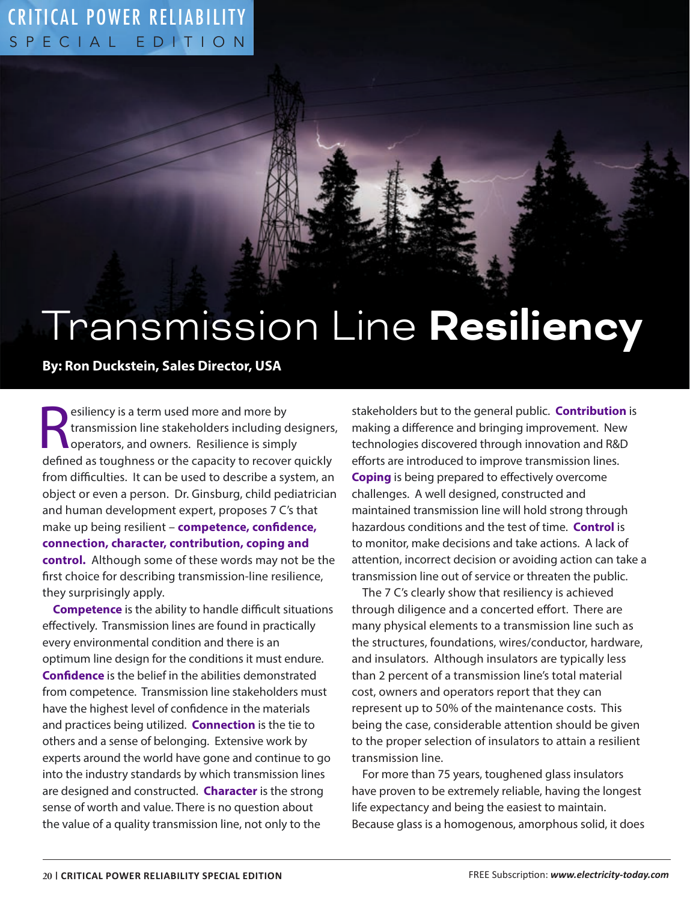# Transmission Line **Resiliency**

**By: Ron Duckstein, Sales Director, USA**

Resiliency is a term used more and more by transmission line stakeholders including designers, operators, and owners. Resilience is simply defined as toughness or the capacity to recover quickly from difficulties. It can be used to describe a system, an object or even a person. Dr. Ginsburg, child pediatrician and human development expert, proposes 7 C's that make up being resilient – **competence, confidence, connection, character, contribution, coping and control.** Although some of these words may not be the first choice for describing transmission-line resilience, they surprisingly apply.

**Competence** is the ability to handle difficult situations effectively. Transmission lines are found in practically every environmental condition and there is an optimum line design for the conditions it must endure. **Confidence** is the belief in the abilities demonstrated from competence. Transmission line stakeholders must have the highest level of confidence in the materials and practices being utilized. **Connection** is the tie to others and a sense of belonging. Extensive work by experts around the world have gone and continue to go into the industry standards by which transmission lines are designed and constructed. **Character** is the strong sense of worth and value. There is no question about the value of a quality transmission line, not only to the stakeholders but to the general public. **Contribution** is making a difference and bringing improvement. New technologies discovered through innovation and R&D efforts are introduced to improve transmission lines. **Coping** is being prepared to effectively overcome challenges. A well designed, constructed and maintained transmission line will hold strong through hazardous conditions and the test of time. **Control** is to monitor, make decisions and take actions. A lack of attention, incorrect decision or avoiding action can take a transmission line out of service or threaten the public.

The 7 C's clearly show that resiliency is achieved through diligence and a concerted effort. There are many physical elements to a transmission line such as the structures, foundations, wires/conductor, hardware, and insulators. Although insulators are typically less than 2 percent of a transmission line's total material cost, owners and operators report that they can represent up to 50% of the maintenance costs. This being the case, considerable attention should be given to the proper selection of insulators to attain a resilient transmission line.

For more than 75 years, toughened glass insulators have proven to be extremely reliable, having the longest life expectancy and being the easiest to maintain. Because glass is a homogenous, amorphous solid, it does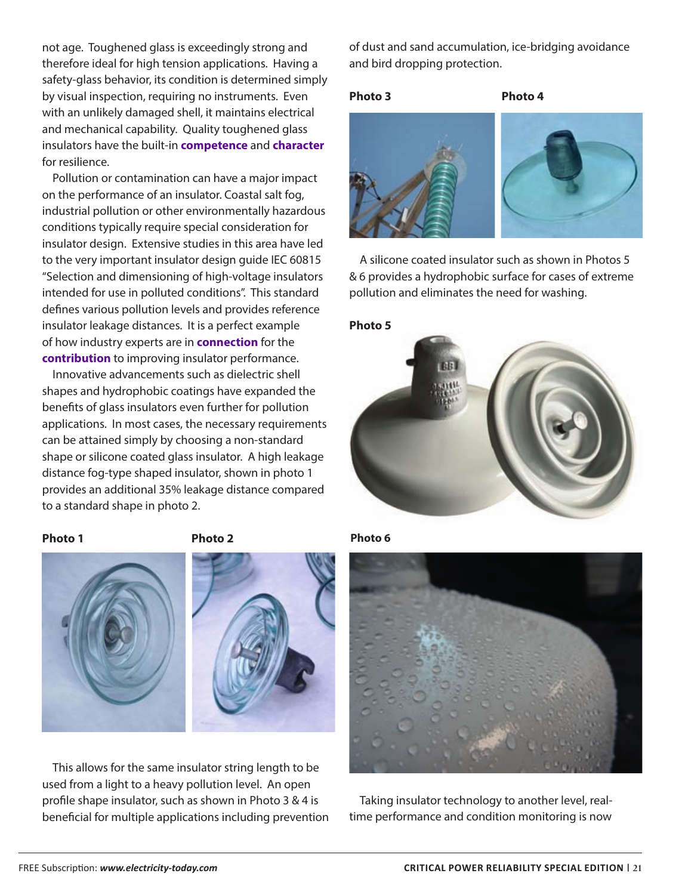not age. Toughened glass is exceedingly strong and therefore ideal for high tension applications. Having a safety-glass behavior, its condition is determined simply by visual inspection, requiring no instruments. Even with an unlikely damaged shell, it maintains electrical and mechanical capability. Quality toughened glass insulators have the built-in **competence** and **character** for resilience.

Pollution or contamination can have a major impact on the performance of an insulator. Coastal salt fog, industrial pollution or other environmentally hazardous conditions typically require special consideration for insulator design. Extensive studies in this area have led to the very important insulator design guide IEC 60815 "Selection and dimensioning of high-voltage insulators intended for use in polluted conditions". This standard defines various pollution levels and provides reference insulator leakage distances. It is a perfect example of how industry experts are in **connection** for the **contribution** to improving insulator performance.

Innovative advancements such as dielectric shell shapes and hydrophobic coatings have expanded the benefits of glass insulators even further for pollution applications. In most cases, the necessary requirements can be attained simply by choosing a non-standard shape or silicone coated glass insulator. A high leakage distance fog-type shaped insulator, shown in photo 1 provides an additional 35% leakage distance compared to a standard shape in photo 2.

**Photo 1**

**Photo 2**

This allows for the same insulator string length to be used from a light to a heavy pollution level. An open profile shape insulator, such as shown in Photo 3 & 4 is beneficial for multiple applications including prevention of dust and sand accumulation, ice-bridging avoidance and bird dropping protection.

**Photo 3**

**Photo 4**

A silicone coated insulator such as shown in Photos 5 & 6 provides a hydrophobic surface for cases of extreme pollution and eliminates the need for washing.

**Photo 5**

**Photo 6**

Taking insulator technology to another level, real-time performance and condition monitoring is now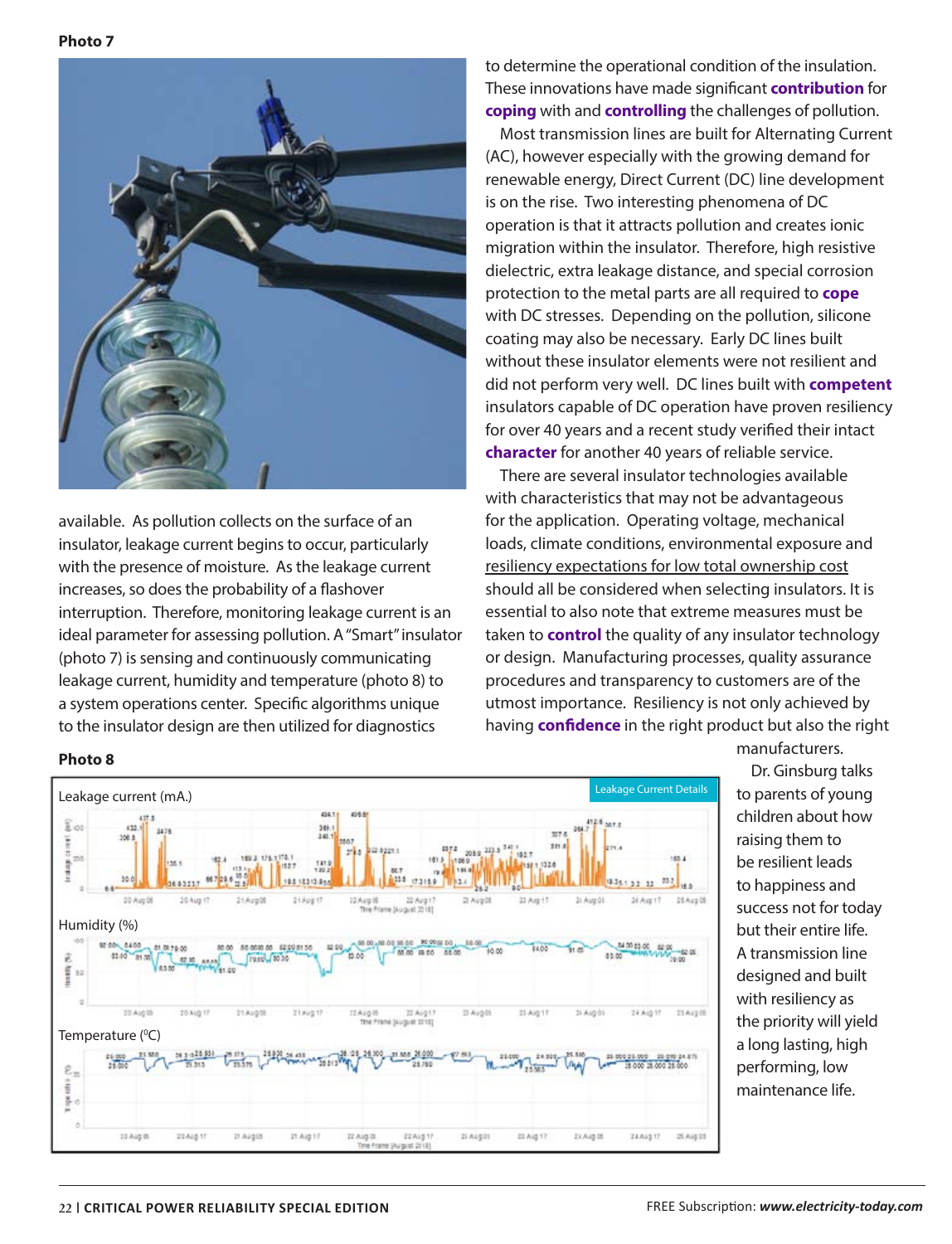**Photo 7**

available. As pollution collects on the surface of an insulator, leakage current begins to occur, particularly with the presence of moisture. As the leakage current increases, so does the probability of a flashover interruption. Therefore, monitoring leakage current is an ideal parameter for assessing pollution. A "Smart" insulator (photo 7) is sensing and continuously communicating leakage current, humidity and temperature (photo 8) to a system operations center. Specific algorithms unique to the insulator design are then utilized for diagnostics to determine the operational condition of the insulation. These innovations have made significant **contribution** for **coping** with and **controlling** the challenges of pollution.

Most transmission lines are built for Alternating Current (AC), however especially with the growing demand for renewable energy, Direct Current (DC) line development is on the rise. Two interesting phenomena of DC operation is that it attracts pollution and creates ionic migration within the insulator. Therefore, high resistive dielectric, extra leakage distance, and special corrosion protection to the metal parts are all required to **cope** with DC stresses. Depending on the pollution, silicone coating may also be necessary. Early DC lines built without these insulator elements were not resilient and did not perform very well. DC lines built with **competent** insulators capable of DC operation have proven resiliency for over 40 years and a recent study verified their intact **character** for another 40 years of reliable service.

There are several insulator technologies available with characteristics that may not be advantageous for the application. Operating voltage, mechanical loads, climate conditions, environmental exposure and resiliency expectations for low total ownership cost should all be considered when selecting insulators. It is essential to also note that extreme measures must be taken to **control** the quality of any insulator technology or design. Manufacturing processes, quality assurance procedures and transparency to customers are of the utmost importance. Resiliency is not only achieved by having **confidence** in the right product but also the right manufacturers.

Dr. Ginsburg talks to parents of young children about how raising them to be resilient leads to happiness and success not for today but their entire life. A transmission line designed and built with resiliency as the priority will yield a long lasting, high performing, low maintenance life.

**Photo 8**

Leakage current (mA.)

Humidity (%)

Temperature (°C)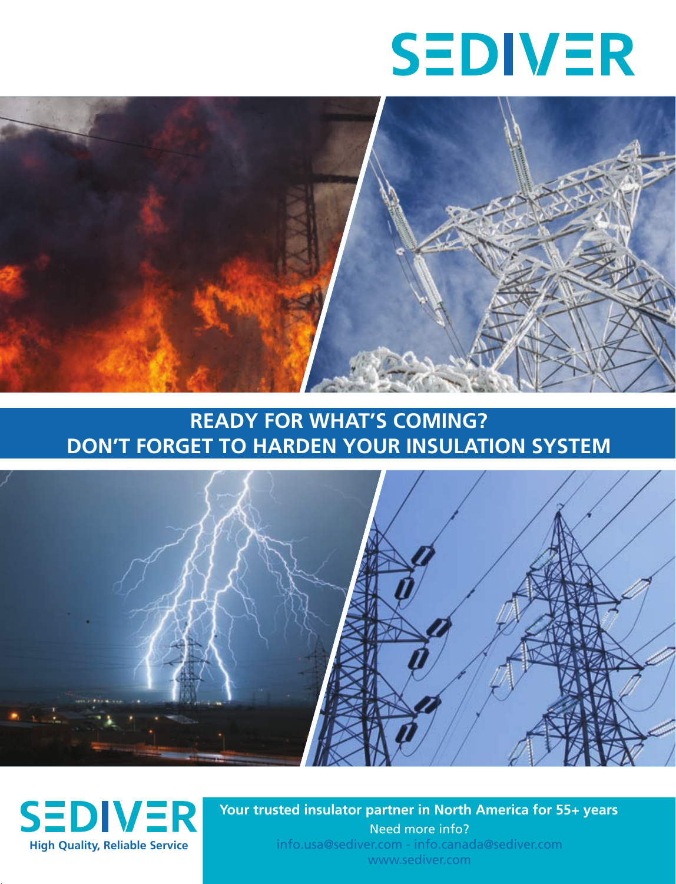# SEDIVER

## READY FOR WHAT'S COMING?
## DON'T FORGET TO HARDEN YOUR INSULATION SYSTEM

**SEDIVER**

**High Quality, Reliable Service**

**Your trusted insulator partner in North America for 55+ years**

Need more info?

info.usa@sediver.com - info.canada@sediver.com

www.sediver.com